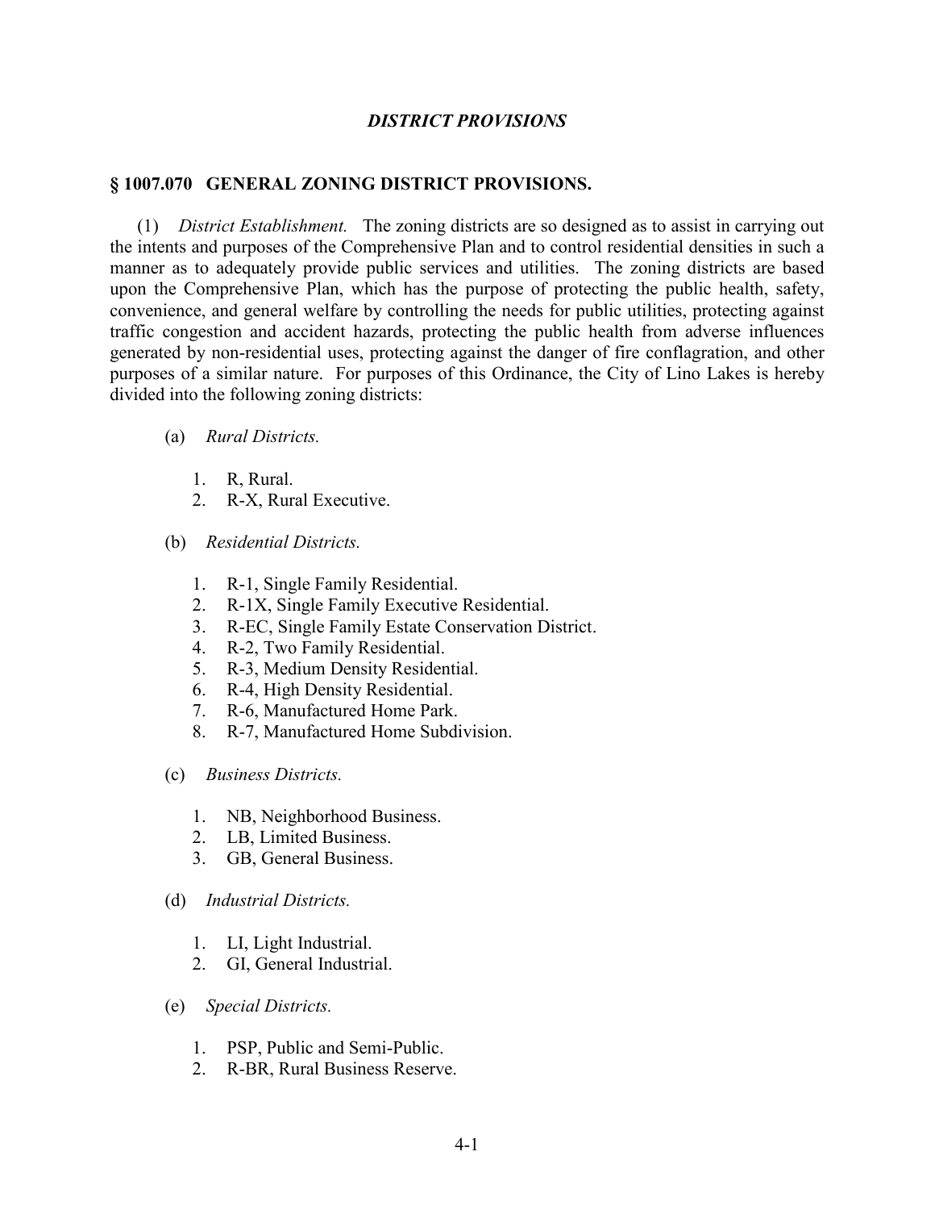## *DISTRICT PROVISIONS*

### § 1007.070 GENERAL ZONING DISTRICT PROVISIONS.

(1) *District Establishment.* The zoning districts are so designed as to assist in carrying out the intents and purposes of the Comprehensive Plan and to control residential densities in such a manner as to adequately provide public services and utilities. The zoning districts are based upon the Comprehensive Plan, which has the purpose of protecting the public health, safety, convenience, and general welfare by controlling the needs for public utilities, protecting against traffic congestion and accident hazards, protecting the public health from adverse influences generated by non-residential uses, protecting against the danger of fire conflagration, and other purposes of a similar nature. For purposes of this Ordinance, the City of Lino Lakes is hereby divided into the following zoning districts:

(a) *Rural Districts.*

1. R, Rural.
2. R-X, Rural Executive.

(b) *Residential Districts.*

1. R-1, Single Family Residential.
2. R-1X, Single Family Executive Residential.
3. R-EC, Single Family Estate Conservation District.
4. R-2, Two Family Residential.
5. R-3, Medium Density Residential.
6. R-4, High Density Residential.
7. R-6, Manufactured Home Park.
8. R-7, Manufactured Home Subdivision.

(c) *Business Districts.*

1. NB, Neighborhood Business.
2. LB, Limited Business.
3. GB, General Business.

(d) *Industrial Districts.*

1. LI, Light Industrial.
2. GI, General Industrial.

(e) *Special Districts.*

1. PSP, Public and Semi-Public.
2. R-BR, Rural Business Reserve.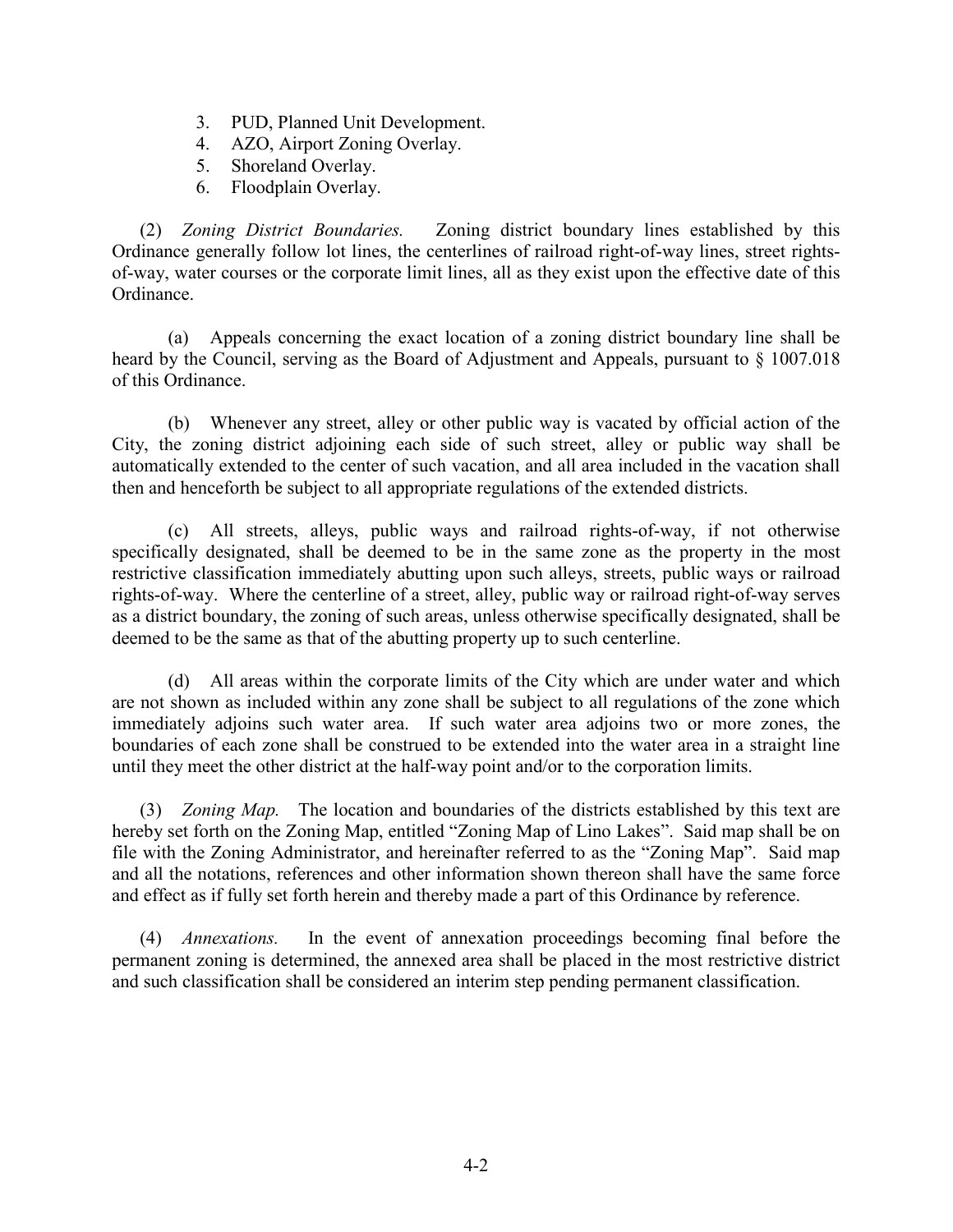3. PUD, Planned Unit Development.
4. AZO, Airport Zoning Overlay.
5. Shoreland Overlay.
6. Floodplain Overlay.

(2) *Zoning District Boundaries.* Zoning district boundary lines established by this Ordinance generally follow lot lines, the centerlines of railroad right-of-way lines, street rights-of-way, water courses or the corporate limit lines, all as they exist upon the effective date of this Ordinance.

(a) Appeals concerning the exact location of a zoning district boundary line shall be heard by the Council, serving as the Board of Adjustment and Appeals, pursuant to § 1007.018 of this Ordinance.

(b) Whenever any street, alley or other public way is vacated by official action of the City, the zoning district adjoining each side of such street, alley or public way shall be automatically extended to the center of such vacation, and all area included in the vacation shall then and henceforth be subject to all appropriate regulations of the extended districts.

(c) All streets, alleys, public ways and railroad rights-of-way, if not otherwise specifically designated, shall be deemed to be in the same zone as the property in the most restrictive classification immediately abutting upon such alleys, streets, public ways or railroad rights-of-way. Where the centerline of a street, alley, public way or railroad right-of-way serves as a district boundary, the zoning of such areas, unless otherwise specifically designated, shall be deemed to be the same as that of the abutting property up to such centerline.

(d) All areas within the corporate limits of the City which are under water and which are not shown as included within any zone shall be subject to all regulations of the zone which immediately adjoins such water area. If such water area adjoins two or more zones, the boundaries of each zone shall be construed to be extended into the water area in a straight line until they meet the other district at the half-way point and/or to the corporation limits.

(3) *Zoning Map.* The location and boundaries of the districts established by this text are hereby set forth on the Zoning Map, entitled "Zoning Map of Lino Lakes". Said map shall be on file with the Zoning Administrator, and hereinafter referred to as the "Zoning Map". Said map and all the notations, references and other information shown thereon shall have the same force and effect as if fully set forth herein and thereby made a part of this Ordinance by reference.

(4) *Annexations.* In the event of annexation proceedings becoming final before the permanent zoning is determined, the annexed area shall be placed in the most restrictive district and such classification shall be considered an interim step pending permanent classification.